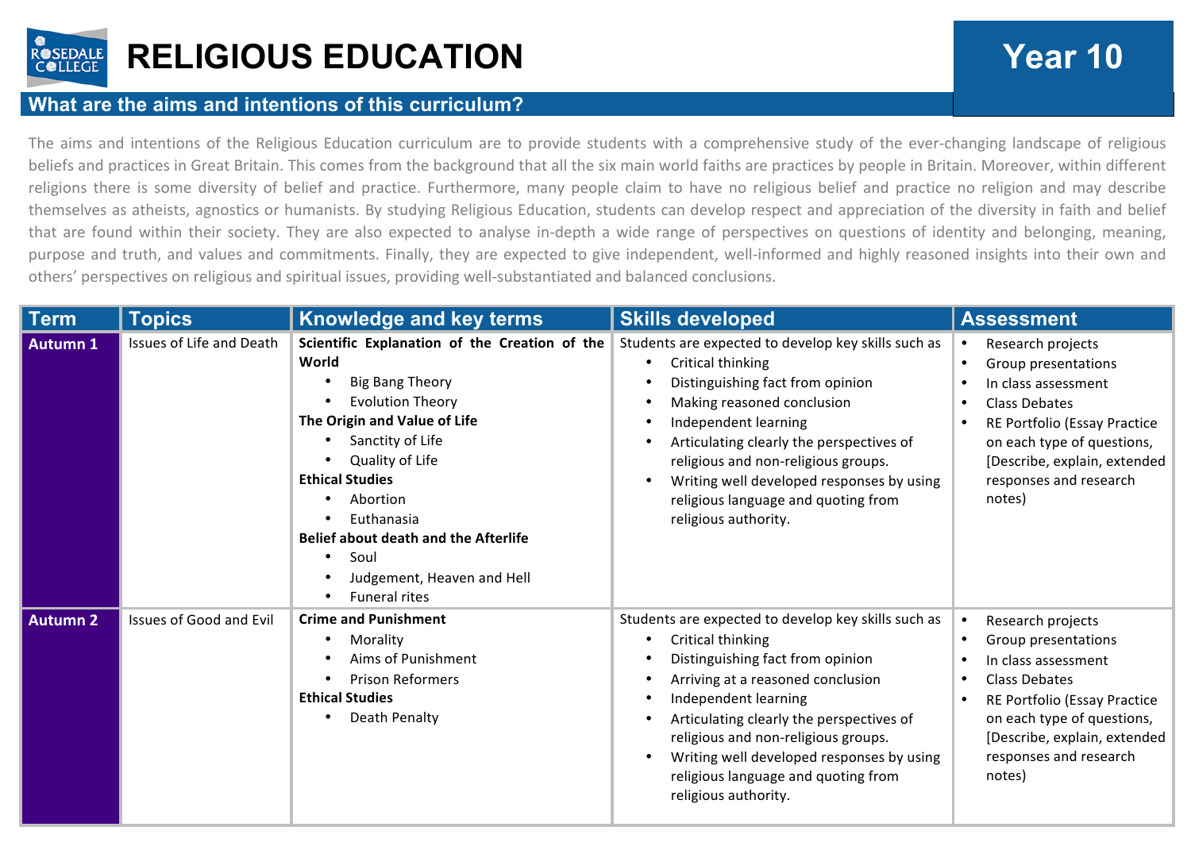# RELIGIOUS EDUCATION

**Year 10**

## What are the aims and intentions of this curriculum?

The aims and intentions of the Religious Education curriculum are to provide students with a comprehensive study of the ever-changing landscape of religious beliefs and practices in Great Britain. This comes from the background that all the six main world faiths are practices by people in Britain. Moreover, within different religions there is some diversity of belief and practice. Furthermore, many people claim to have no religious belief and practice no religion and may describe themselves as atheists, agnostics or humanists. By studying Religious Education, students can develop respect and appreciation of the diversity in faith and belief that are found within their society. They are also expected to analyse in-depth a wide range of perspectives on questions of identity and belonging, meaning, purpose and truth, and values and commitments. Finally, they are expected to give independent, well-informed and highly reasoned insights into their own and others' perspectives on religious and spiritual issues, providing well-substantiated and balanced conclusions.

| Term | Topics | Knowledge and key terms | Skills developed | Assessment |
|---|---|---|---|---|
| **Autumn 1** | Issues of Life and Death | **Scientific Explanation of the Creation of the World**<br>• Big Bang Theory<br>• Evolution Theory<br>**The Origin and Value of Life**<br>• Sanctity of Life<br>• Quality of Life<br>**Ethical Studies**<br>• Abortion<br>• Euthanasia<br>**Belief about death and the Afterlife**<br>• Soul<br>• Judgement, Heaven and Hell<br>• Funeral rites | Students are expected to develop key skills such as<br>• Critical thinking<br>• Distinguishing fact from opinion<br>• Making reasoned conclusion<br>• Independent learning<br>• Articulating clearly the perspectives of religious and non-religious groups.<br>• Writing well developed responses by using religious language and quoting from religious authority. | • Research projects<br>• Group presentations<br>• In class assessment<br>• Class Debates<br>• RE Portfolio (Essay Practice on each type of questions, [Describe, explain, extended responses and research notes) |
| **Autumn 2** | Issues of Good and Evil | **Crime and Punishment**<br>• Morality<br>• Aims of Punishment<br>• Prison Reformers<br>**Ethical Studies**<br>• Death Penalty | Students are expected to develop key skills such as<br>• Critical thinking<br>• Distinguishing fact from opinion<br>• Arriving at a reasoned conclusion<br>• Independent learning<br>• Articulating clearly the perspectives of religious and non-religious groups.<br>• Writing well developed responses by using religious language and quoting from religious authority. | • Research projects<br>• Group presentations<br>• In class assessment<br>• Class Debates<br>• RE Portfolio (Essay Practice on each type of questions, [Describe, explain, extended responses and research notes) |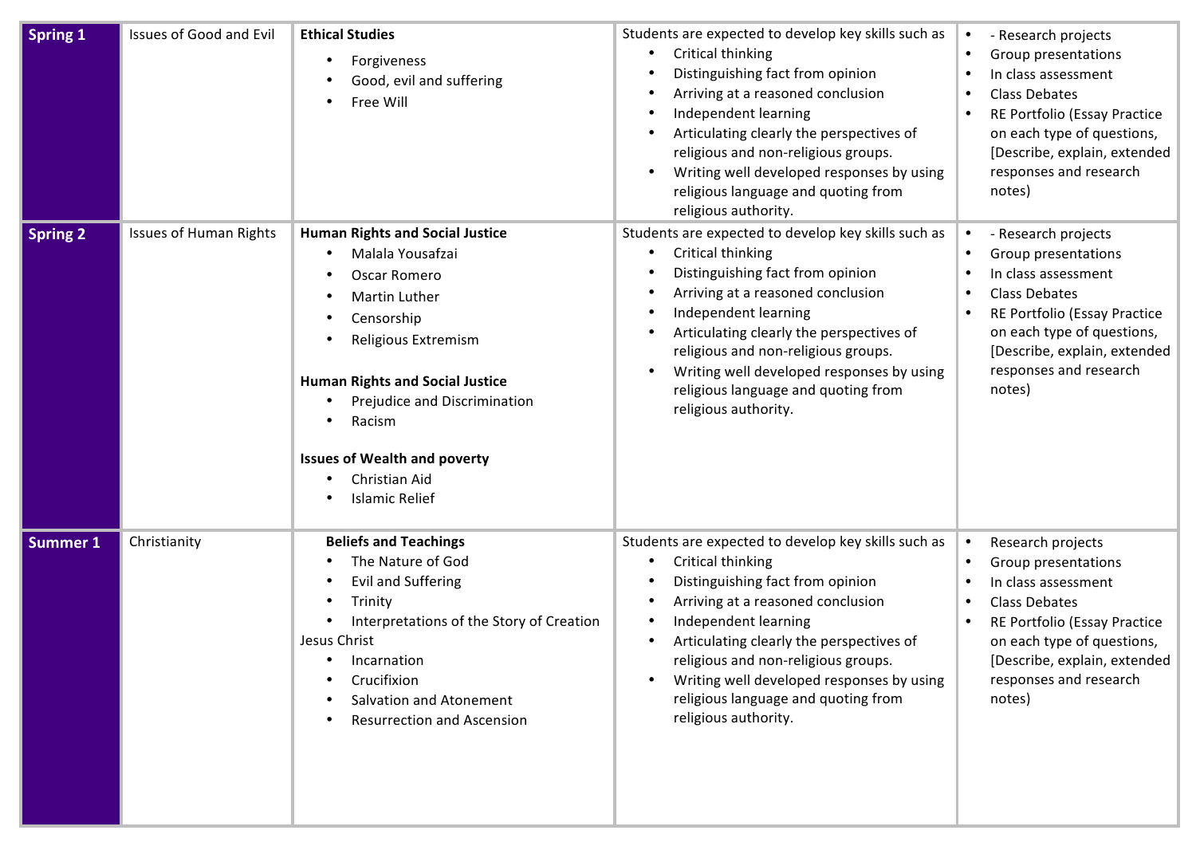| Spring 1 | Issues of Good and Evil | **Ethical Studies**<br>• Forgiveness<br>• Good, evil and suffering<br>• Free Will | Students are expected to develop key skills such as<br>• Critical thinking<br>• Distinguishing fact from opinion<br>• Arriving at a reasoned conclusion<br>• Independent learning<br>• Articulating clearly the perspectives of religious and non-religious groups.<br>• Writing well developed responses by using religious language and quoting from religious authority. | • - Research projects<br>• Group presentations<br>• In class assessment<br>• Class Debates<br>• RE Portfolio (Essay Practice on each type of questions, [Describe, explain, extended responses and research notes) |
|---|---|---|---|---|
| **Spring 2** | Issues of Human Rights | **Human Rights and Social Justice**<br>• Malala Yousafzai<br>• Oscar Romero<br>• Martin Luther<br>• Censorship<br>• Religious Extremism<br><br>**Human Rights and Social Justice**<br>• Prejudice and Discrimination<br>• Racism<br><br>**Issues of Wealth and poverty**<br>• Christian Aid<br>• Islamic Relief | Students are expected to develop key skills such as<br>• Critical thinking<br>• Distinguishing fact from opinion<br>• Arriving at a reasoned conclusion<br>• Independent learning<br>• Articulating clearly the perspectives of religious and non-religious groups.<br>• Writing well developed responses by using religious language and quoting from religious authority. | • - Research projects<br>• Group presentations<br>• In class assessment<br>• Class Debates<br>• RE Portfolio (Essay Practice on each type of questions, [Describe, explain, extended responses and research notes) |
| **Summer 1** | Christianity | **Beliefs and Teachings**<br>• The Nature of God<br>• Evil and Suffering<br>• Trinity<br>• Interpretations of the Story of Creation<br>Jesus Christ<br>• Incarnation<br>• Crucifixion<br>• Salvation and Atonement<br>• Resurrection and Ascension | Students are expected to develop key skills such as<br>• Critical thinking<br>• Distinguishing fact from opinion<br>• Arriving at a reasoned conclusion<br>• Independent learning<br>• Articulating clearly the perspectives of religious and non-religious groups.<br>• Writing well developed responses by using religious language and quoting from religious authority. | • Research projects<br>• Group presentations<br>• In class assessment<br>• Class Debates<br>• RE Portfolio (Essay Practice on each type of questions, [Describe, explain, extended responses and research notes) |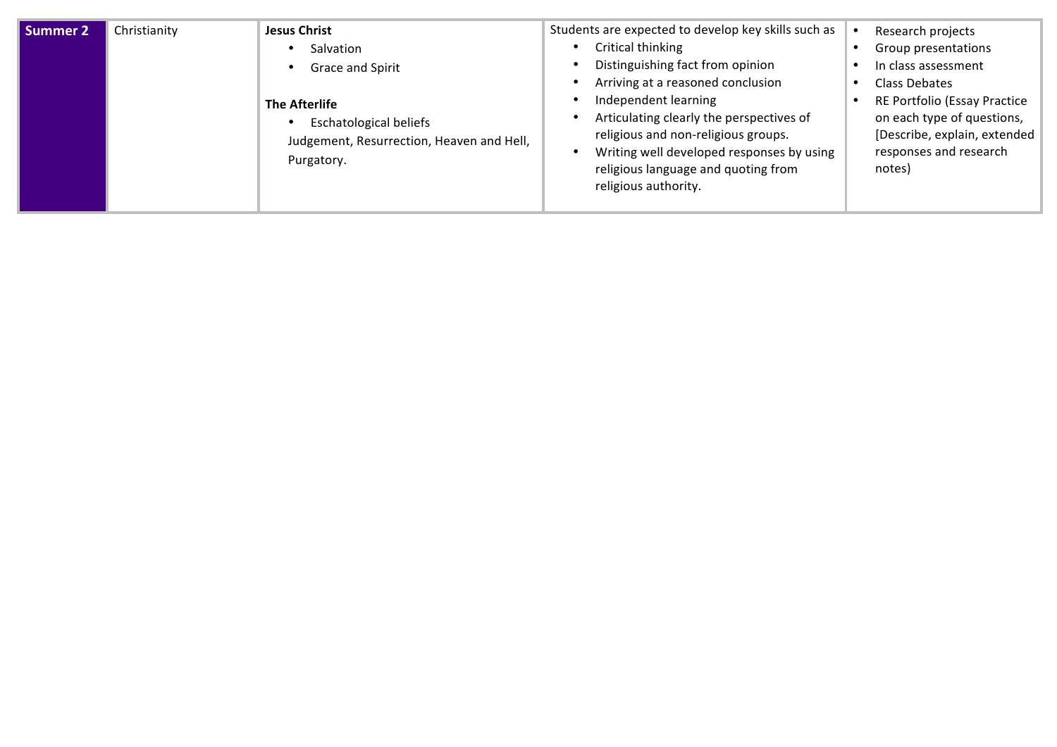| | | | | |
|---|---|---|---|---|
| **Summer 2** | Christianity | **Jesus Christ**<br>• Salvation<br>• Grace and Spirit<br><br>**The Afterlife**<br>• Eschatological beliefs<br>Judgement, Resurrection, Heaven and Hell, Purgatory. | Students are expected to develop key skills such as<br>• Critical thinking<br>• Distinguishing fact from opinion<br>• Arriving at a reasoned conclusion<br>• Independent learning<br>• Articulating clearly the perspectives of religious and non-religious groups.<br>• Writing well developed responses by using religious language and quoting from religious authority. | • Research projects<br>• Group presentations<br>• In class assessment<br>• Class Debates<br>• RE Portfolio (Essay Practice on each type of questions, [Describe, explain, extended responses and research notes) |